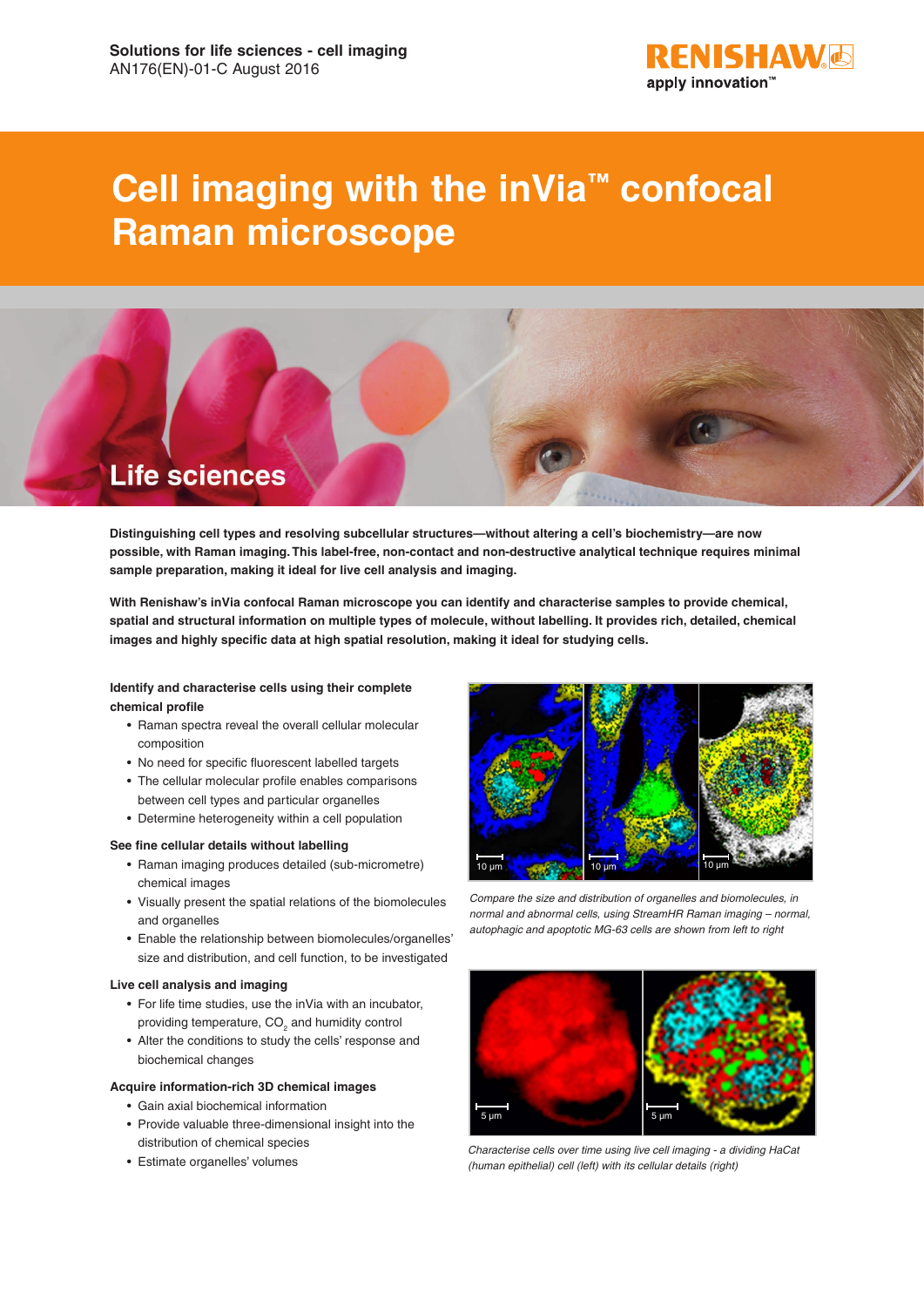Solutions for life sciences - cell imaging
AN176(EN)-01-C August 2016

# Cell imaging with the inVia™ confocal Raman microscope

## Life sciences

**Distinguishing cell types and resolving subcellular structures—without altering a cell's biochemistry—are now possible, with Raman imaging. This label-free, non-contact and non-destructive analytical technique requires minimal sample preparation, making it ideal for live cell analysis and imaging.**

**With Renishaw's inVia confocal Raman microscope you can identify and characterise samples to provide chemical, spatial and structural information on multiple types of molecule, without labelling. It provides rich, detailed, chemical images and highly specific data at high spatial resolution, making it ideal for studying cells.**

### Identify and characterise cells using their complete chemical profile

- Raman spectra reveal the overall cellular molecular composition
- No need for specific fluorescent labelled targets
- The cellular molecular profile enables comparisons between cell types and particular organelles
- Determine heterogeneity within a cell population

### See fine cellular details without labelling

- Raman imaging produces detailed (sub-micrometre) chemical images
- Visually present the spatial relations of the biomolecules and organelles
- Enable the relationship between biomolecules/organelles' size and distribution, and cell function, to be investigated

### Live cell analysis and imaging

- For life time studies, use the inVia with an incubator, providing temperature, $CO_2$ and humidity control
- Alter the conditions to study the cells' response and biochemical changes

### Acquire information-rich 3D chemical images

- Gain axial biochemical information
- Provide valuable three-dimensional insight into the distribution of chemical species
- Estimate organelles' volumes

*Compare the size and distribution of organelles and biomolecules, in normal and abnormal cells, using StreamHR Raman imaging – normal, autophagic and apoptotic MG-63 cells are shown from left to right*

*Characterise cells over time using live cell imaging - a dividing HaCat (human epithelial) cell (left) with its cellular details (right)*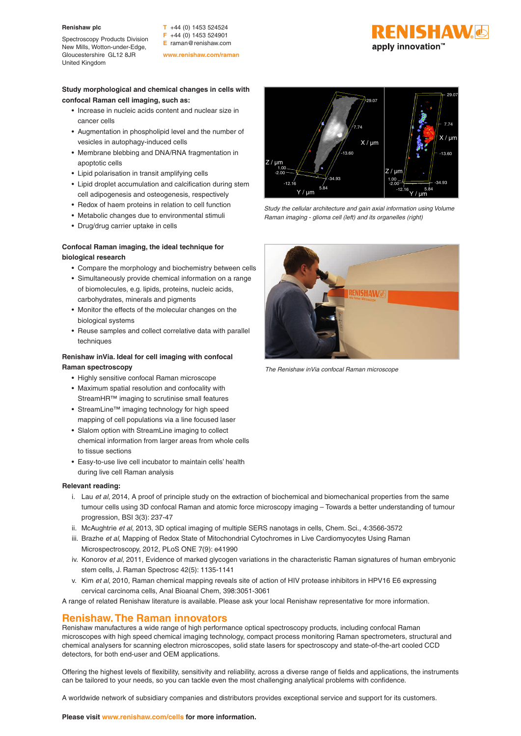**Renishaw plc**

Spectroscopy Products Division
New Mills, Wotton-under-Edge,
Gloucestershire GL12 8JR
United Kingdom

T +44 (0) 1453 524524
F +44 (0) 1453 524901
E raman@renishaw.com

www.renishaw.com/raman

RENISHAW
apply innovation™

**Study morphological and chemical changes in cells with confocal Raman cell imaging, such as:**

- Increase in nucleic acids content and nuclear size in cancer cells
- Augmentation in phospholipid level and the number of vesicles in autophagy-induced cells
- Membrane blebbing and DNA/RNA fragmentation in apoptotic cells
- Lipid polarisation in transit amplifying cells
- Lipid droplet accumulation and calcification during stem cell adipogenesis and osteogenesis, respectively
- Redox of haem proteins in relation to cell function
- Metabolic changes due to environmental stimuli
- Drug/drug carrier uptake in cells

*Study the cellular architecture and gain axial information using Volume Raman imaging - glioma cell (left) and its organelles (right)*

**Confocal Raman imaging, the ideal technique for biological research**

- Compare the morphology and biochemistry between cells
- Simultaneously provide chemical information on a range of biomolecules, e.g. lipids, proteins, nucleic acids, carbohydrates, minerals and pigments
- Monitor the effects of the molecular changes on the biological systems
- Reuse samples and collect correlative data with parallel techniques

*The Renishaw inVia confocal Raman microscope*

**Renishaw inVia. Ideal for cell imaging with confocal Raman spectroscopy**

- Highly sensitive confocal Raman microscope
- Maximum spatial resolution and confocality with StreamHR™ imaging to scrutinise small features
- StreamLine™ imaging technology for high speed mapping of cell populations via a line focused laser
- Slalom option with StreamLine imaging to collect chemical information from larger areas from whole cells to tissue sections
- Easy-to-use live cell incubator to maintain cells' health during live cell Raman analysis

**Relevant reading:**

i. Lau *et al*, 2014, A proof of principle study on the extraction of biochemical and biomechanical properties from the same tumour cells using 3D confocal Raman and atomic force microscopy imaging – Towards a better understanding of tumour progression, BSI 3(3): 237-47
ii. McAughtrie *et al*, 2013, 3D optical imaging of multiple SERS nanotags in cells, Chem. Sci., 4:3566-3572
iii. Brazhe *et al*, Mapping of Redox State of Mitochondrial Cytochromes in Live Cardiomyocytes Using Raman Microspectroscopy, 2012, PLoS ONE 7(9): e41990
iv. Konorov *et al*, 2011, Evidence of marked glycogen variations in the characteristic Raman signatures of human embryonic stem cells, J. Raman Spectrosc 42(5): 1135-1141
v. Kim *et al*, 2010, Raman chemical mapping reveals site of action of HIV protease inhibitors in HPV16 E6 expressing cervical carcinoma cells, Anal Bioanal Chem, 398:3051-3061

A range of related Renishaw literature is available. Please ask your local Renishaw representative for more information.

## Renishaw. The Raman innovators

Renishaw manufactures a wide range of high performance optical spectroscopy products, including confocal Raman microscopes with high speed chemical imaging technology, compact process monitoring Raman spectrometers, structural and chemical analysers for scanning electron microscopes, solid state lasers for spectroscopy and state-of-the-art cooled CCD detectors, for both end-user and OEM applications.

Offering the highest levels of flexibility, sensitivity and reliability, across a diverse range of fields and applications, the instruments can be tailored to your needs, so you can tackle even the most challenging analytical problems with confidence.

A worldwide network of subsidiary companies and distributors provides exceptional service and support for its customers.

**Please visit www.renishaw.com/cells for more information.**